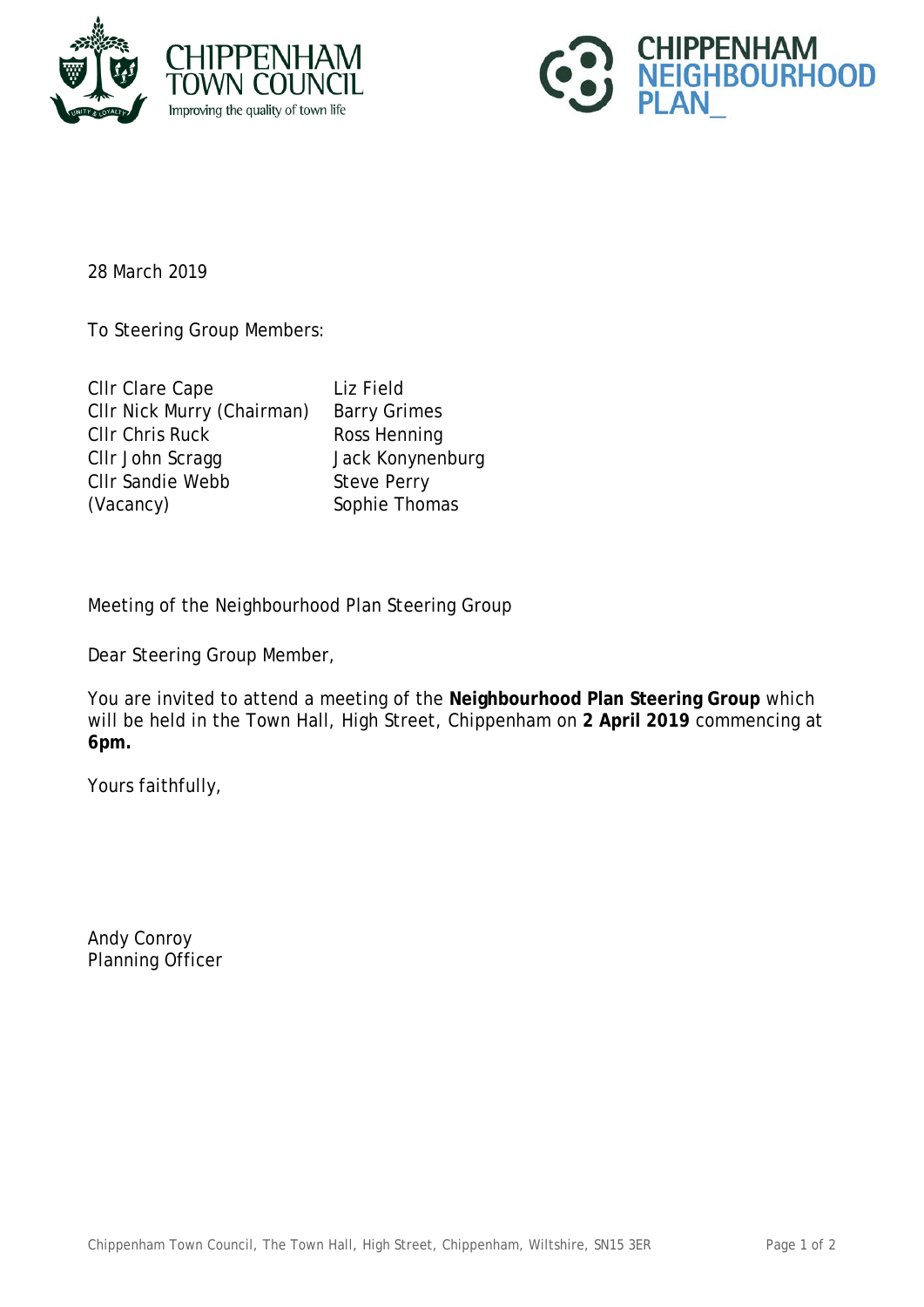28 March 2019

To Steering Group Members:

| | |
|---|---|
| Cllr Clare Cape | Liz Field |
| Cllr Nick Murry (Chairman) | Barry Grimes |
| Cllr Chris Ruck | Ross Henning |
| Cllr John Scragg | Jack Konynenburg |
| Cllr Sandie Webb | Steve Perry |
| (Vacancy) | Sophie Thomas |

Meeting of the Neighbourhood Plan Steering Group

Dear Steering Group Member,

You are invited to attend a meeting of the **Neighbourhood Plan Steering Group** which will be held in the Town Hall, High Street, Chippenham on **2 April 2019** commencing at **6pm.**

Yours faithfully,

Andy Conroy
Planning Officer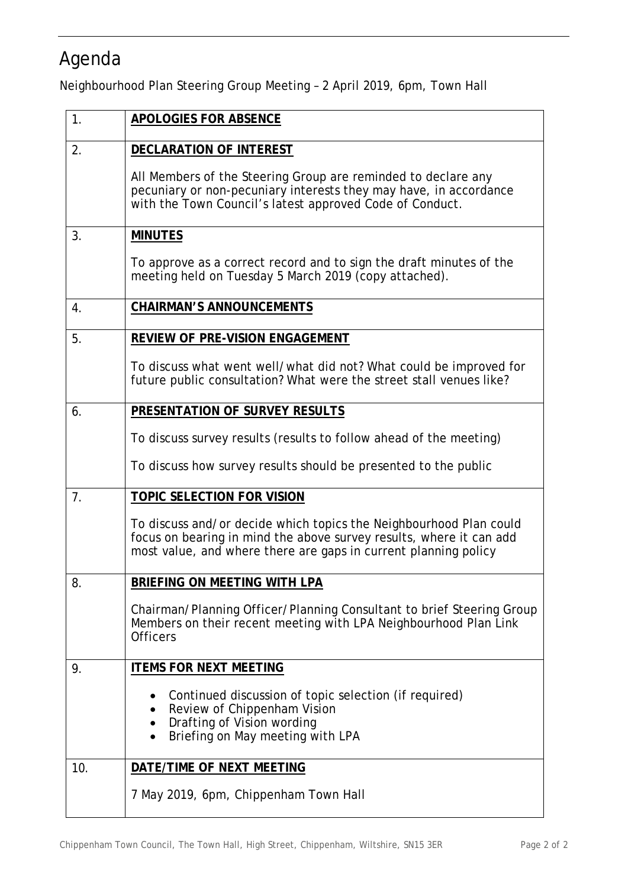# Agenda

Neighbourhood Plan Steering Group Meeting – 2 April 2019, 6pm, Town Hall

| | |
|---|---|
| 1. | **APOLOGIES FOR ABSENCE** |
| 2. | **DECLARATION OF INTEREST**<br><br>All Members of the Steering Group are reminded to declare any pecuniary or non-pecuniary interests they may have, in accordance with the Town Council's latest approved Code of Conduct. |
| 3. | **MINUTES**<br><br>To approve as a correct record and to sign the draft minutes of the meeting held on Tuesday 5 March 2019 (copy attached). |
| 4. | **CHAIRMAN'S ANNOUNCEMENTS** |
| 5. | **REVIEW OF PRE-VISION ENGAGEMENT**<br><br>To discuss what went well/what did not? What could be improved for future public consultation? What were the street stall venues like? |
| 6. | **PRESENTATION OF SURVEY RESULTS**<br><br>To discuss survey results (results to follow ahead of the meeting)<br><br>To discuss how survey results should be presented to the public |
| 7. | **TOPIC SELECTION FOR VISION**<br><br>To discuss and/or decide which topics the Neighbourhood Plan could focus on bearing in mind the above survey results, where it can add most value, and where there are gaps in current planning policy |
| 8. | **BRIEFING ON MEETING WITH LPA**<br><br>Chairman/Planning Officer/Planning Consultant to brief Steering Group Members on their recent meeting with LPA Neighbourhood Plan Link Officers |
| 9. | **ITEMS FOR NEXT MEETING**<br><br>• Continued discussion of topic selection (if required)<br>• Review of Chippenham Vision<br>• Drafting of Vision wording<br>• Briefing on May meeting with LPA |
| 10. | **DATE/TIME OF NEXT MEETING**<br><br>7 May 2019, 6pm, Chippenham Town Hall |

Chippenham Town Council, The Town Hall, High Street, Chippenham, Wiltshire, SN15 3ER